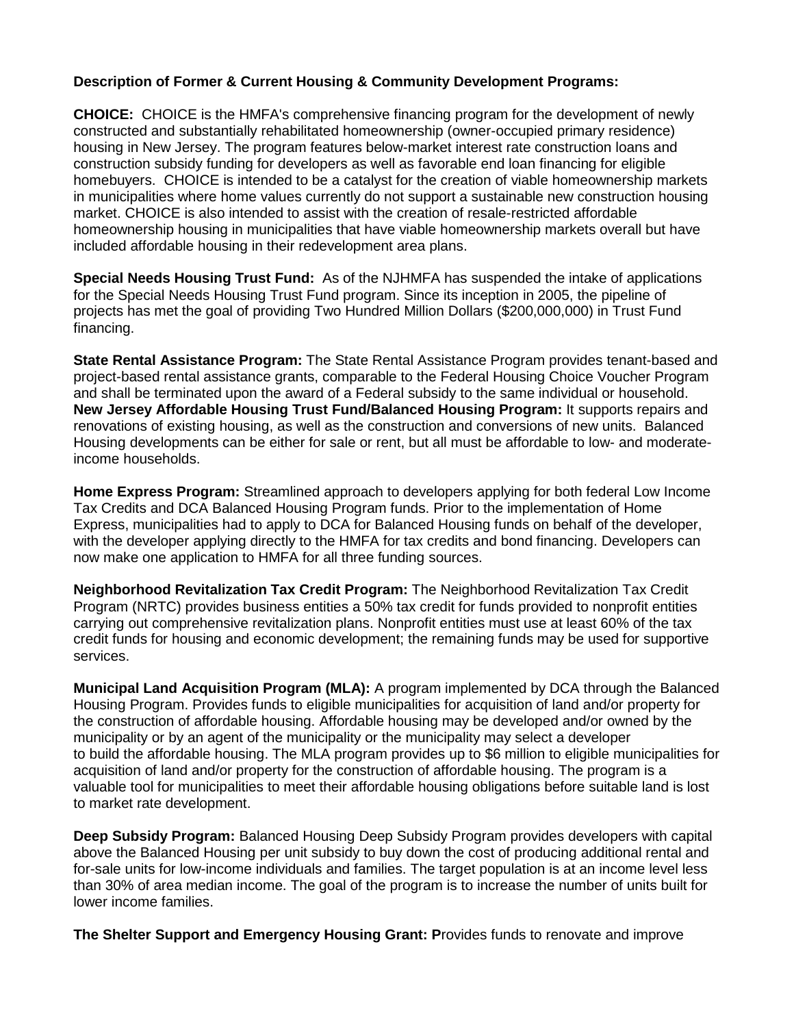**Description of Former & Current Housing & Community Development Programs:**

**CHOICE:** CHOICE is the HMFA's comprehensive financing program for the development of newly constructed and substantially rehabilitated homeownership (owner-occupied primary residence) housing in New Jersey. The program features below-market interest rate construction loans and construction subsidy funding for developers as well as favorable end loan financing for eligible homebuyers. CHOICE is intended to be a catalyst for the creation of viable homeownership markets in municipalities where home values currently do not support a sustainable new construction housing market. CHOICE is also intended to assist with the creation of resale-restricted affordable homeownership housing in municipalities that have viable homeownership markets overall but have included affordable housing in their redevelopment area plans.

**Special Needs Housing Trust Fund:** As of the NJHMFA has suspended the intake of applications for the Special Needs Housing Trust Fund program. Since its inception in 2005, the pipeline of projects has met the goal of providing Two Hundred Million Dollars ($200,000,000) in Trust Fund financing.

**State Rental Assistance Program:** The State Rental Assistance Program provides tenant-based and project-based rental assistance grants, comparable to the Federal Housing Choice Voucher Program and shall be terminated upon the award of a Federal subsidy to the same individual or household.

**New Jersey Affordable Housing Trust Fund/Balanced Housing Program:** It supports repairs and renovations of existing housing, as well as the construction and conversions of new units. Balanced Housing developments can be either for sale or rent, but all must be affordable to low- and moderate-income households.

**Home Express Program:** Streamlined approach to developers applying for both federal Low Income Tax Credits and DCA Balanced Housing Program funds. Prior to the implementation of Home Express, municipalities had to apply to DCA for Balanced Housing funds on behalf of the developer, with the developer applying directly to the HMFA for tax credits and bond financing. Developers can now make one application to HMFA for all three funding sources.

**Neighborhood Revitalization Tax Credit Program:** The Neighborhood Revitalization Tax Credit Program (NRTC) provides business entities a 50% tax credit for funds provided to nonprofit entities carrying out comprehensive revitalization plans. Nonprofit entities must use at least 60% of the tax credit funds for housing and economic development; the remaining funds may be used for supportive services.

**Municipal Land Acquisition Program (MLA):** A program implemented by DCA through the Balanced Housing Program. Provides funds to eligible municipalities for acquisition of land and/or property for the construction of affordable housing. Affordable housing may be developed and/or owned by the municipality or by an agent of the municipality or the municipality may select a developer to build the affordable housing. The MLA program provides up to $6 million to eligible municipalities for acquisition of land and/or property for the construction of affordable housing. The program is a valuable tool for municipalities to meet their affordable housing obligations before suitable land is lost to market rate development.

**Deep Subsidy Program:** Balanced Housing Deep Subsidy Program provides developers with capital above the Balanced Housing per unit subsidy to buy down the cost of producing additional rental and for-sale units for low-income individuals and families. The target population is at an income level less than 30% of area median income. The goal of the program is to increase the number of units built for lower income families.

**The Shelter Support and Emergency Housing Grant: P**rovides funds to renovate and improve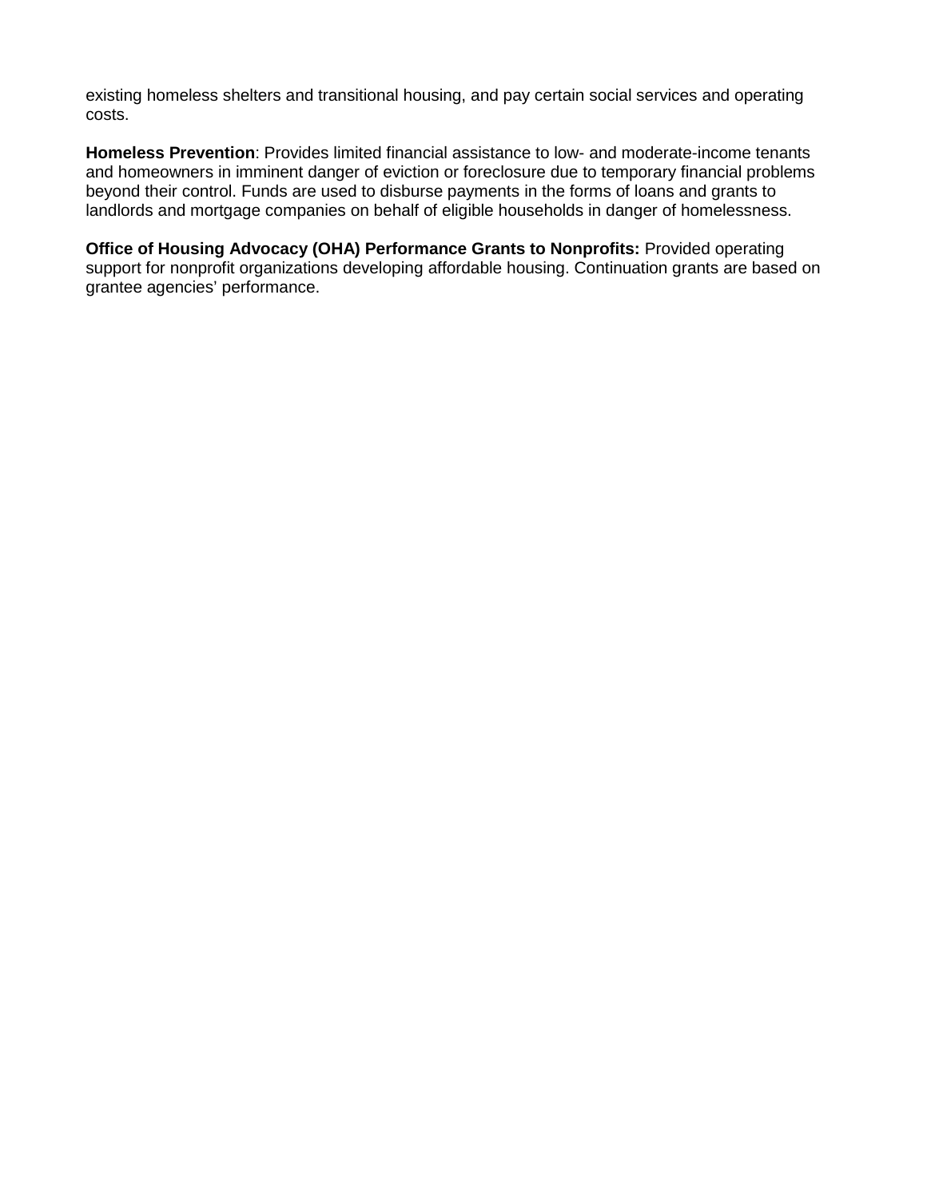existing homeless shelters and transitional housing, and pay certain social services and operating costs.

**Homeless Prevention**: Provides limited financial assistance to low- and moderate-income tenants and homeowners in imminent danger of eviction or foreclosure due to temporary financial problems beyond their control. Funds are used to disburse payments in the forms of loans and grants to landlords and mortgage companies on behalf of eligible households in danger of homelessness.

**Office of Housing Advocacy (OHA) Performance Grants to Nonprofits:** Provided operating support for nonprofit organizations developing affordable housing. Continuation grants are based on grantee agencies' performance.